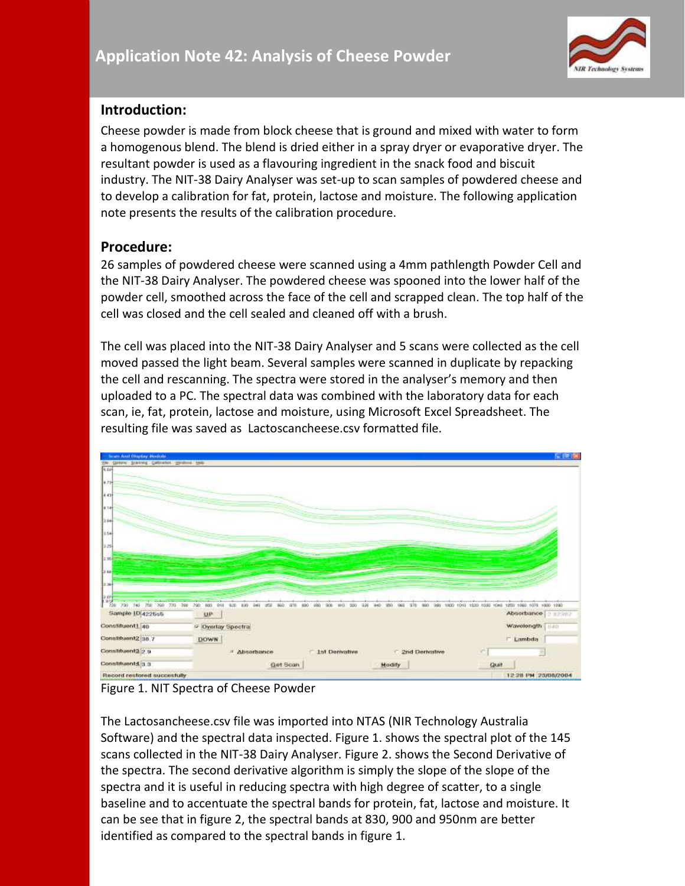# Application Note 42: Analysis of Cheese Powder

## Introduction:

Cheese powder is made from block cheese that is ground and mixed with water to form a homogenous blend. The blend is dried either in a spray dryer or evaporative dryer. The resultant powder is used as a flavouring ingredient in the snack food and biscuit industry. The NIT-38 Dairy Analyser was set-up to scan samples of powdered cheese and to develop a calibration for fat, protein, lactose and moisture. The following application note presents the results of the calibration procedure.

## Procedure:

26 samples of powdered cheese were scanned using a 4mm pathlength Powder Cell and the NIT-38 Dairy Analyser. The powdered cheese was spooned into the lower half of the powder cell, smoothed across the face of the cell and scrapped clean. The top half of the cell was closed and the cell sealed and cleaned off with a brush.

The cell was placed into the NIT-38 Dairy Analyser and 5 scans were collected as the cell moved passed the light beam. Several samples were scanned in duplicate by repacking the cell and rescanning. The spectra were stored in the analyser's memory and then uploaded to a PC. The spectral data was combined with the laboratory data for each scan, ie, fat, protein, lactose and moisture, using Microsoft Excel Spreadsheet. The resulting file was saved as Lactoscancheese.csv formatted file.

Figure 1. NIT Spectra of Cheese Powder

The Lactosancheese.csv file was imported into NTAS (NIR Technology Australia Software) and the spectral data inspected. Figure 1. shows the spectral plot of the 145 scans collected in the NIT-38 Dairy Analyser. Figure 2. shows the Second Derivative of the spectra. The second derivative algorithm is simply the slope of the slope of the spectra and it is useful in reducing spectra with high degree of scatter, to a single baseline and to accentuate the spectral bands for protein, fat, lactose and moisture. It can be see that in figure 2, the spectral bands at 830, 900 and 950nm are better identified as compared to the spectral bands in figure 1.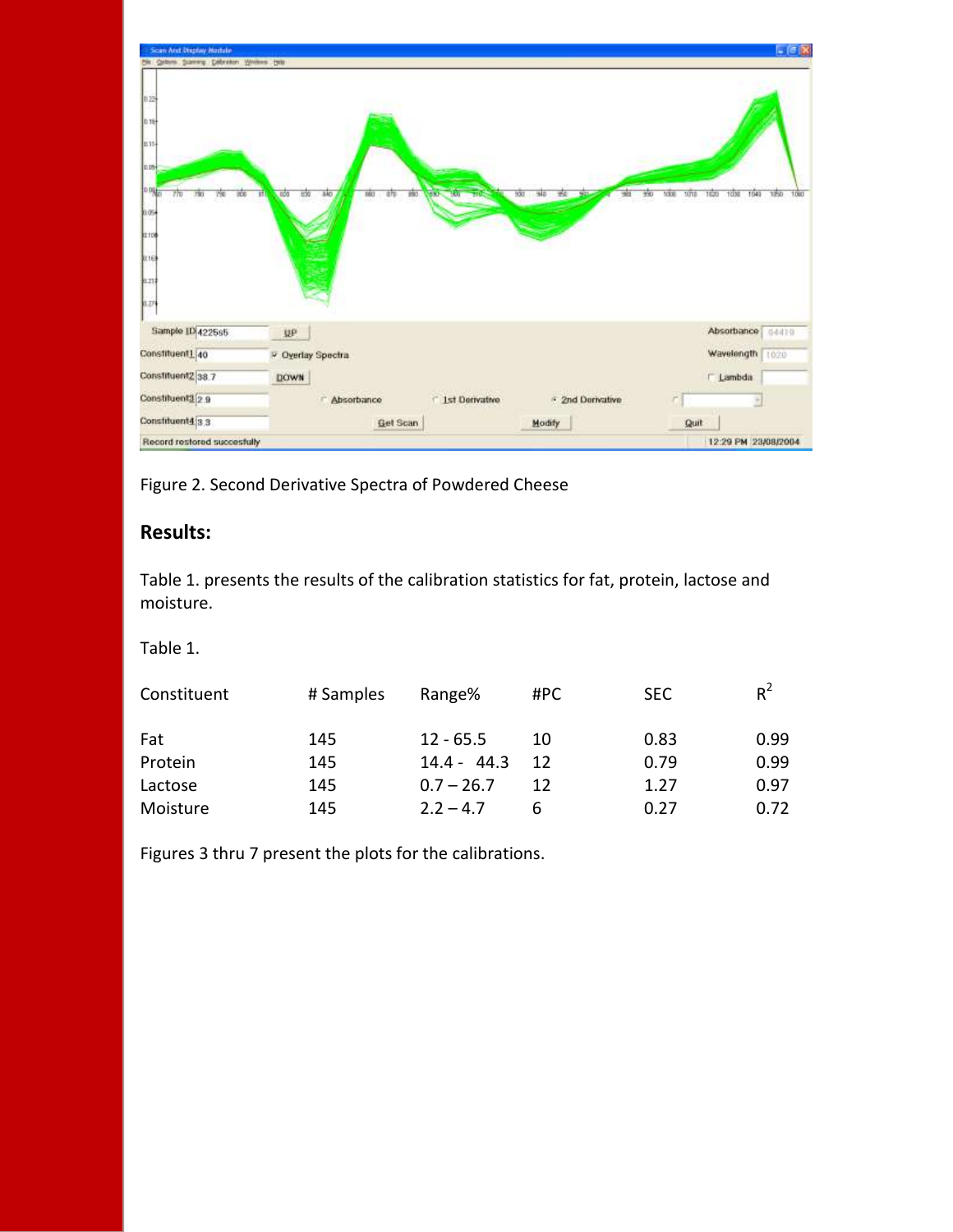Figure 2. Second Derivative Spectra of Powdered Cheese

## Results:

Table 1. presents the results of the calibration statistics for fat, protein, lactose and moisture.

Table 1.

| Constituent | # Samples | Range% | #PC | SEC | $R^2$ |
|---|---|---|---|---|---|
| Fat | 145 | 12 - 65.5 | 10 | 0.83 | 0.99 |
| Protein | 145 | 14.4 - 44.3 | 12 | 0.79 | 0.99 |
| Lactose | 145 | 0.7 – 26.7 | 12 | 1.27 | 0.97 |
| Moisture | 145 | 2.2 – 4.7 | 6 | 0.27 | 0.72 |

Figures 3 thru 7 present the plots for the calibrations.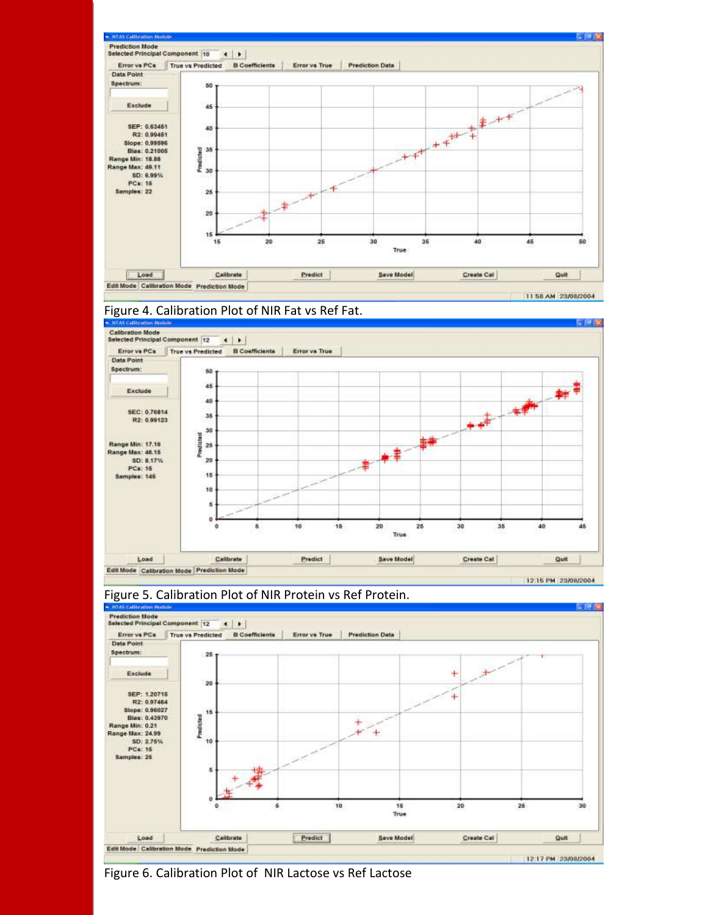Figure 4. Calibration Plot of NIR Fat vs Ref Fat.

Figure 5. Calibration Plot of NIR Protein vs Ref Protein.

Figure 6. Calibration Plot of NIR Lactose vs Ref Lactose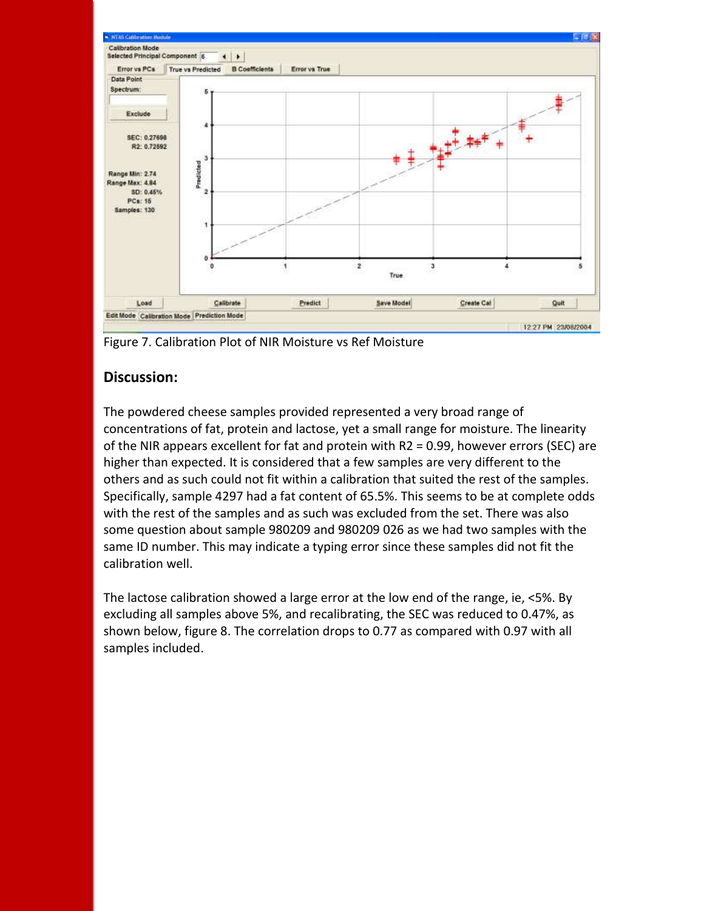Figure 7. Calibration Plot of NIR Moisture vs Ref Moisture

## Discussion:

The powdered cheese samples provided represented a very broad range of concentrations of fat, protein and lactose, yet a small range for moisture. The linearity of the NIR appears excellent for fat and protein with R2 = 0.99, however errors (SEC) are higher than expected. It is considered that a few samples are very different to the others and as such could not fit within a calibration that suited the rest of the samples. Specifically, sample 4297 had a fat content of 65.5%. This seems to be at complete odds with the rest of the samples and as such was excluded from the set. There was also some question about sample 980209 and 980209 026 as we had two samples with the same ID number. This may indicate a typing error since these samples did not fit the calibration well.

The lactose calibration showed a large error at the low end of the range, ie, <5%. By excluding all samples above 5%, and recalibrating, the SEC was reduced to 0.47%, as shown below, figure 8. The correlation drops to 0.77 as compared with 0.97 with all samples included.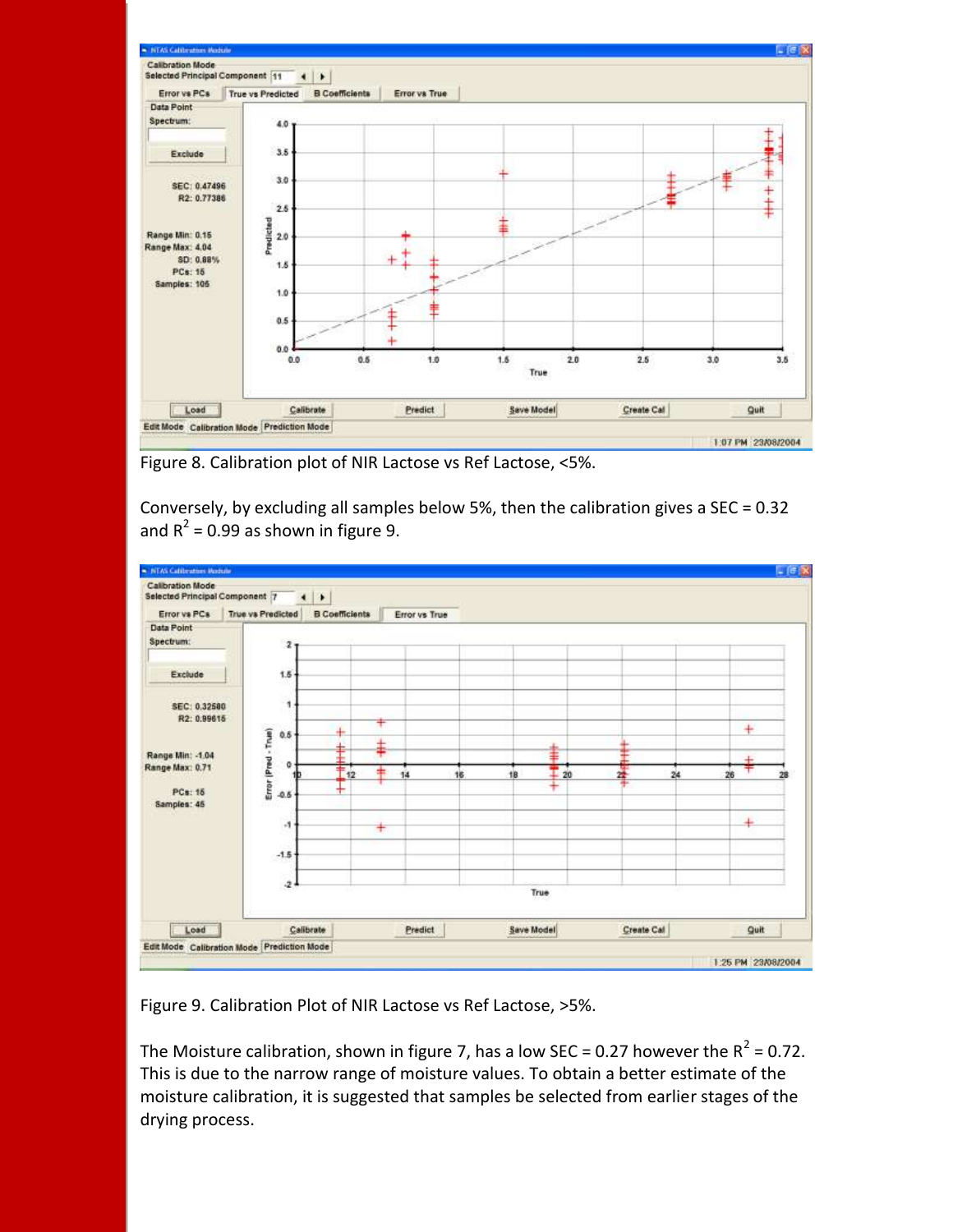Figure 8. Calibration plot of NIR Lactose vs Ref Lactose, <5%.

Conversely, by excluding all samples below 5%, then the calibration gives a SEC = 0.32 and $R^2$ = 0.99 as shown in figure 9.

Figure 9. Calibration Plot of NIR Lactose vs Ref Lactose, >5%.

The Moisture calibration, shown in figure 7, has a low SEC = 0.27 however the $R^2$ = 0.72. This is due to the narrow range of moisture values. To obtain a better estimate of the moisture calibration, it is suggested that samples be selected from earlier stages of the drying process.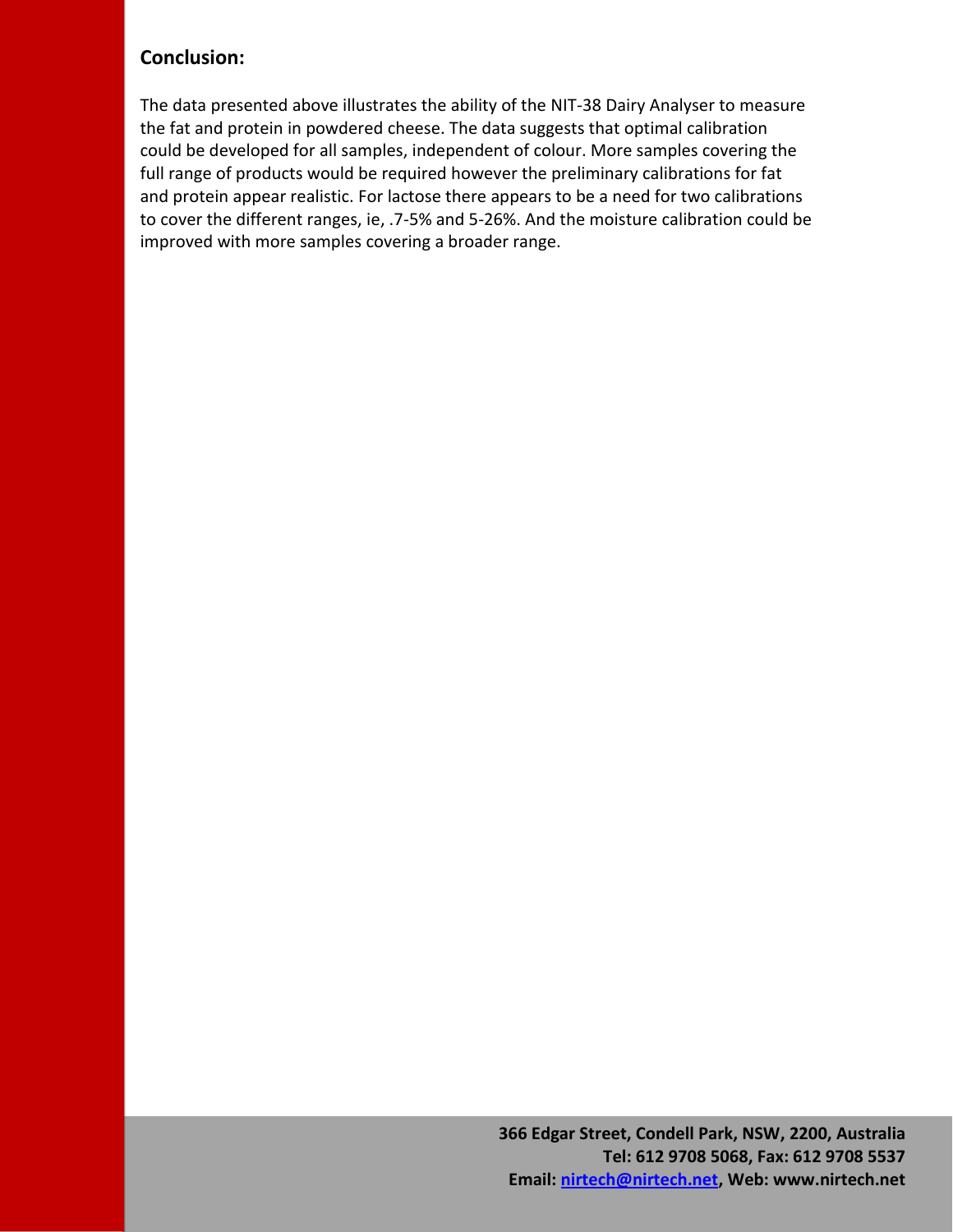## Conclusion:

The data presented above illustrates the ability of the NIT-38 Dairy Analyser to measure the fat and protein in powdered cheese. The data suggests that optimal calibration could be developed for all samples, independent of colour. More samples covering the full range of products would be required however the preliminary calibrations for fat and protein appear realistic. For lactose there appears to be a need for two calibrations to cover the different ranges, ie, .7-5% and 5-26%. And the moisture calibration could be improved with more samples covering a broader range.

**366 Edgar Street, Condell Park, NSW, 2200, Australia**
**Tel: 612 9708 5068, Fax: 612 9708 5537**
**Email: nirtech@nirtech.net, Web: www.nirtech.net**